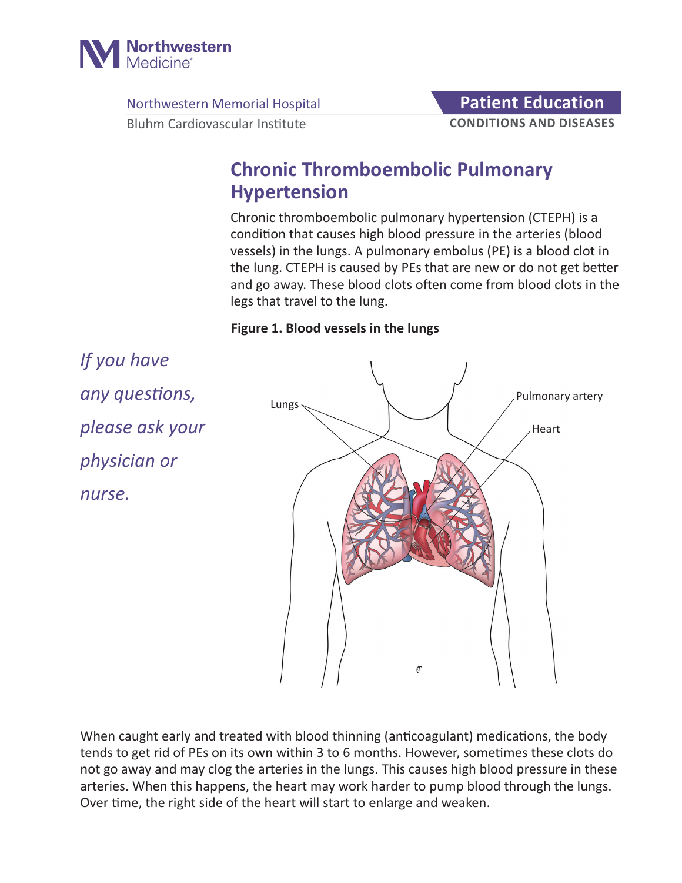Northwestern Medicine

Northwestern Memorial Hospital
Bluhm Cardiovascular Institute

**Patient Education**
**CONDITIONS AND DISEASES**

# Chronic Thromboembolic Pulmonary Hypertension

Chronic thromboembolic pulmonary hypertension (CTEPH) is a condition that causes high blood pressure in the arteries (blood vessels) in the lungs. A pulmonary embolus (PE) is a blood clot in the lung. CTEPH is caused by PEs that are new or do not get better and go away. These blood clots often come from blood clots in the legs that travel to the lung.

*If you have any questions, please ask your physician or nurse.*

**Figure 1. Blood vessels in the lungs**

When caught early and treated with blood thinning (anticoagulant) medications, the body tends to get rid of PEs on its own within 3 to 6 months. However, sometimes these clots do not go away and may clog the arteries in the lungs. This causes high blood pressure in these arteries. When this happens, the heart may work harder to pump blood through the lungs. Over time, the right side of the heart will start to enlarge and weaken.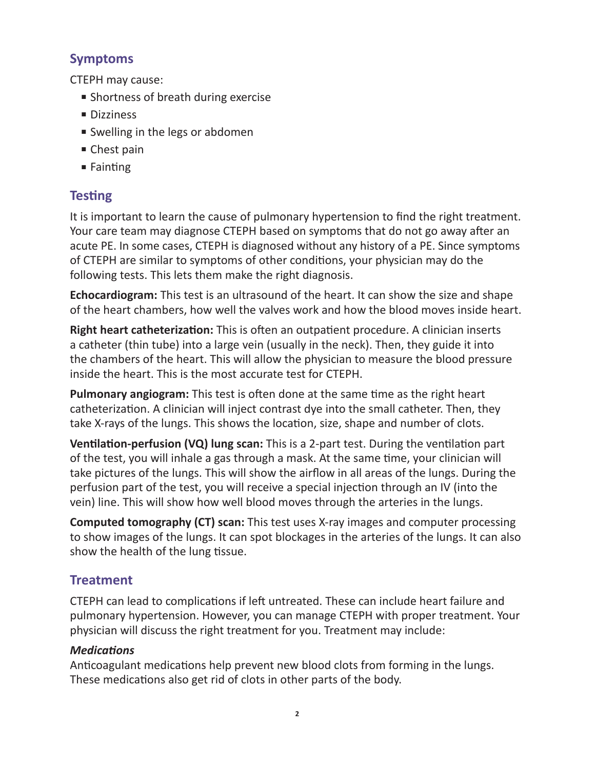## Symptoms

CTEPH may cause:

- Shortness of breath during exercise
- Dizziness
- Swelling in the legs or abdomen
- Chest pain
- Fainting

## Testing

It is important to learn the cause of pulmonary hypertension to find the right treatment. Your care team may diagnose CTEPH based on symptoms that do not go away after an acute PE. In some cases, CTEPH is diagnosed without any history of a PE. Since symptoms of CTEPH are similar to symptoms of other conditions, your physician may do the following tests. This lets them make the right diagnosis.

**Echocardiogram:** This test is an ultrasound of the heart. It can show the size and shape of the heart chambers, how well the valves work and how the blood moves inside heart.

**Right heart catheterization:** This is often an outpatient procedure. A clinician inserts a catheter (thin tube) into a large vein (usually in the neck). Then, they guide it into the chambers of the heart. This will allow the physician to measure the blood pressure inside the heart. This is the most accurate test for CTEPH.

**Pulmonary angiogram:** This test is often done at the same time as the right heart catheterization. A clinician will inject contrast dye into the small catheter. Then, they take X-rays of the lungs. This shows the location, size, shape and number of clots.

**Ventilation-perfusion (VQ) lung scan:** This is a 2-part test. During the ventilation part of the test, you will inhale a gas through a mask. At the same time, your clinician will take pictures of the lungs. This will show the airflow in all areas of the lungs. During the perfusion part of the test, you will receive a special injection through an IV (into the vein) line. This will show how well blood moves through the arteries in the lungs.

**Computed tomography (CT) scan:** This test uses X-ray images and computer processing to show images of the lungs. It can spot blockages in the arteries of the lungs. It can also show the health of the lung tissue.

## Treatment

CTEPH can lead to complications if left untreated. These can include heart failure and pulmonary hypertension. However, you can manage CTEPH with proper treatment. Your physician will discuss the right treatment for you. Treatment may include:

### *Medications*

Anticoagulant medications help prevent new blood clots from forming in the lungs. These medications also get rid of clots in other parts of the body.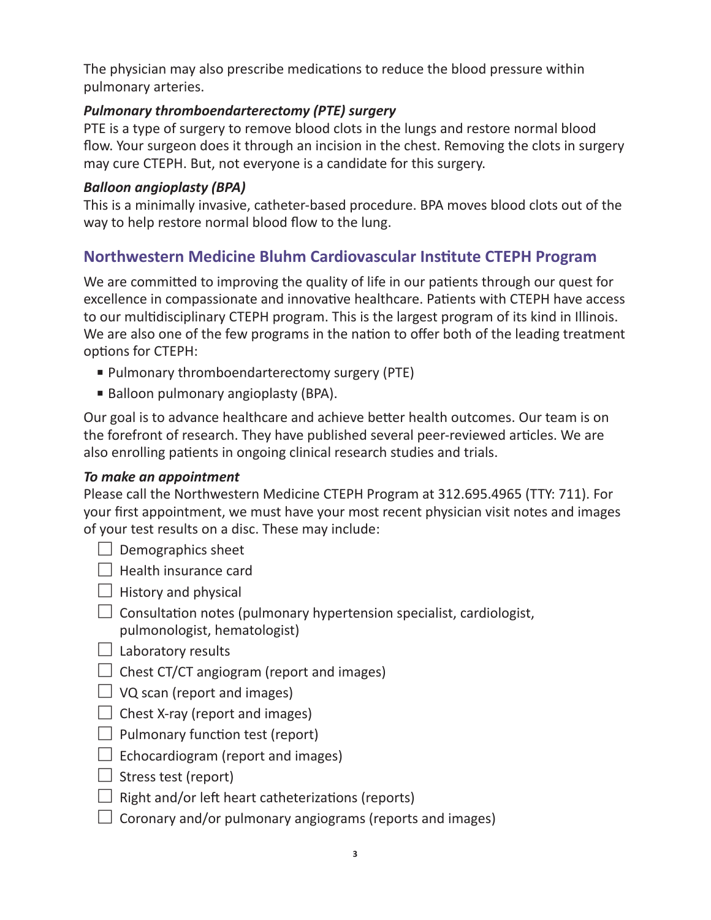The physician may also prescribe medications to reduce the blood pressure within pulmonary arteries.

### *Pulmonary thromboendarterectomy (PTE) surgery*

PTE is a type of surgery to remove blood clots in the lungs and restore normal blood flow. Your surgeon does it through an incision in the chest. Removing the clots in surgery may cure CTEPH. But, not everyone is a candidate for this surgery.

### *Balloon angioplasty (BPA)*

This is a minimally invasive, catheter-based procedure. BPA moves blood clots out of the way to help restore normal blood flow to the lung.

## Northwestern Medicine Bluhm Cardiovascular Institute CTEPH Program

We are committed to improving the quality of life in our patients through our quest for excellence in compassionate and innovative healthcare. Patients with CTEPH have access to our multidisciplinary CTEPH program. This is the largest program of its kind in Illinois. We are also one of the few programs in the nation to offer both of the leading treatment options for CTEPH:

- Pulmonary thromboendarterectomy surgery (PTE)
- Balloon pulmonary angioplasty (BPA).

Our goal is to advance healthcare and achieve better health outcomes. Our team is on the forefront of research. They have published several peer-reviewed articles. We are also enrolling patients in ongoing clinical research studies and trials.

### *To make an appointment*

Please call the Northwestern Medicine CTEPH Program at 312.695.4965 (TTY: 711). For your first appointment, we must have your most recent physician visit notes and images of your test results on a disc. These may include:

- [ ] Demographics sheet
- [ ] Health insurance card
- [ ] History and physical
- [ ] Consultation notes (pulmonary hypertension specialist, cardiologist, pulmonologist, hematologist)
- [ ] Laboratory results
- [ ] Chest CT/CT angiogram (report and images)
- [ ] VQ scan (report and images)
- [ ] Chest X-ray (report and images)
- [ ] Pulmonary function test (report)
- [ ] Echocardiogram (report and images)
- [ ] Stress test (report)
- [ ] Right and/or left heart catheterizations (reports)
- [ ] Coronary and/or pulmonary angiograms (reports and images)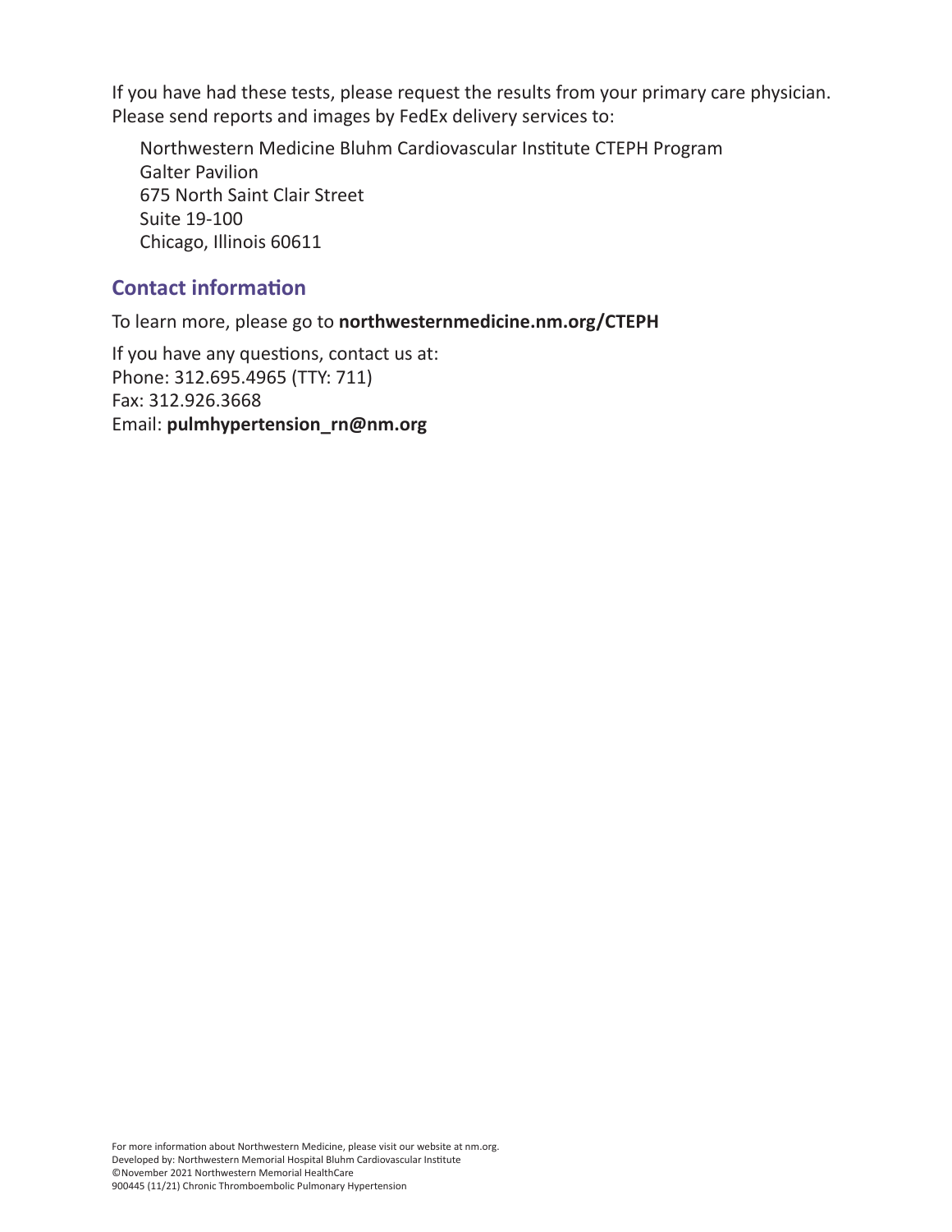If you have had these tests, please request the results from your primary care physician. Please send reports and images by FedEx delivery services to:

Northwestern Medicine Bluhm Cardiovascular Institute CTEPH Program
Galter Pavilion
675 North Saint Clair Street
Suite 19-100
Chicago, Illinois 60611

## Contact information

To learn more, please go to **northwesternmedicine.nm.org/CTEPH**

If you have any questions, contact us at:
Phone: 312.695.4965 (TTY: 711)
Fax: 312.926.3668
Email: **pulmhypertension_rn@nm.org**

For more information about Northwestern Medicine, please visit our website at nm.org.
Developed by: Northwestern Memorial Hospital Bluhm Cardiovascular Institute
©November 2021 Northwestern Memorial HealthCare
900445 (11/21) Chronic Thromboembolic Pulmonary Hypertension